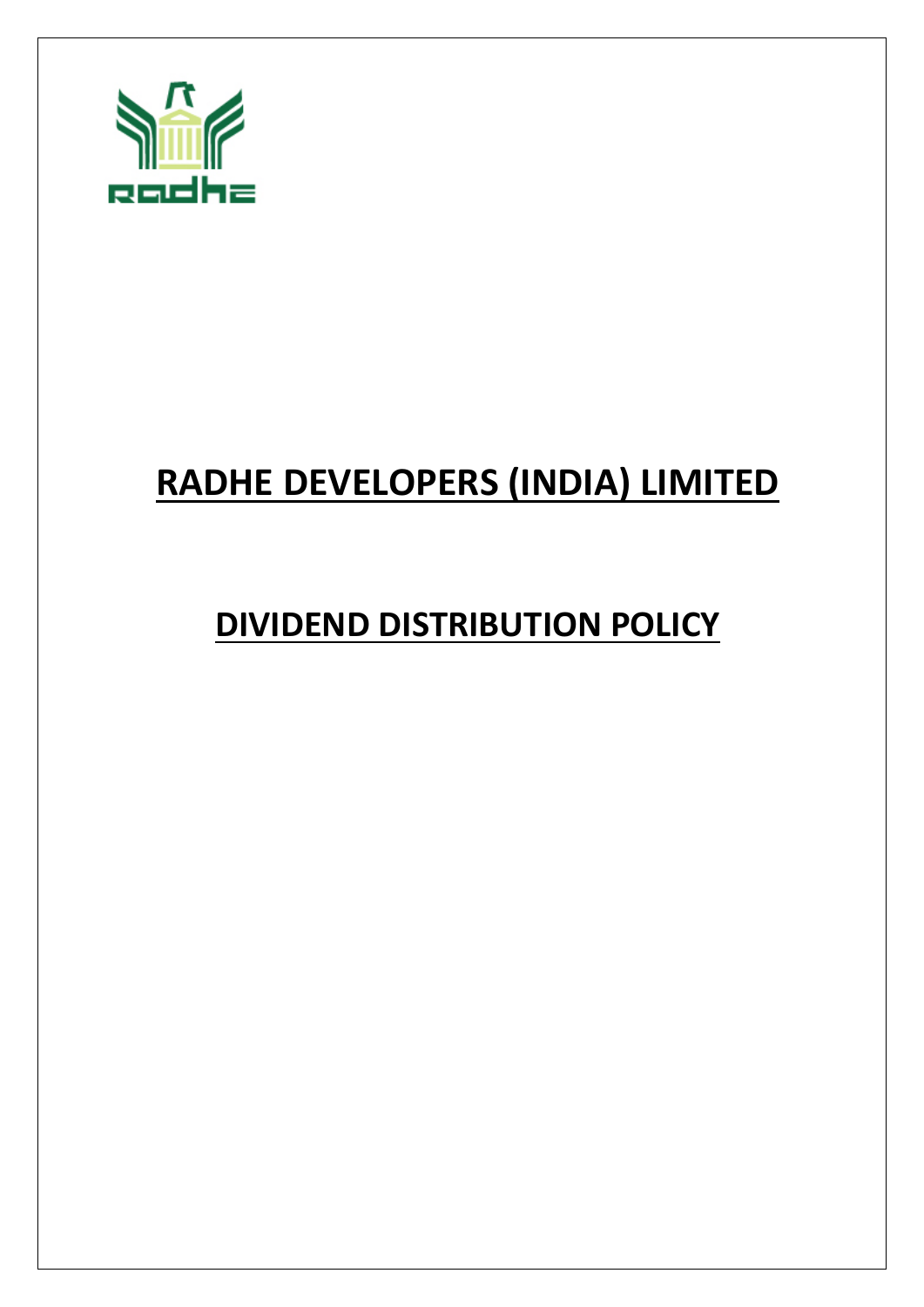# RADHE DEVELOPERS (INDIA) LIMITED

## DIVIDEND DISTRIBUTION POLICY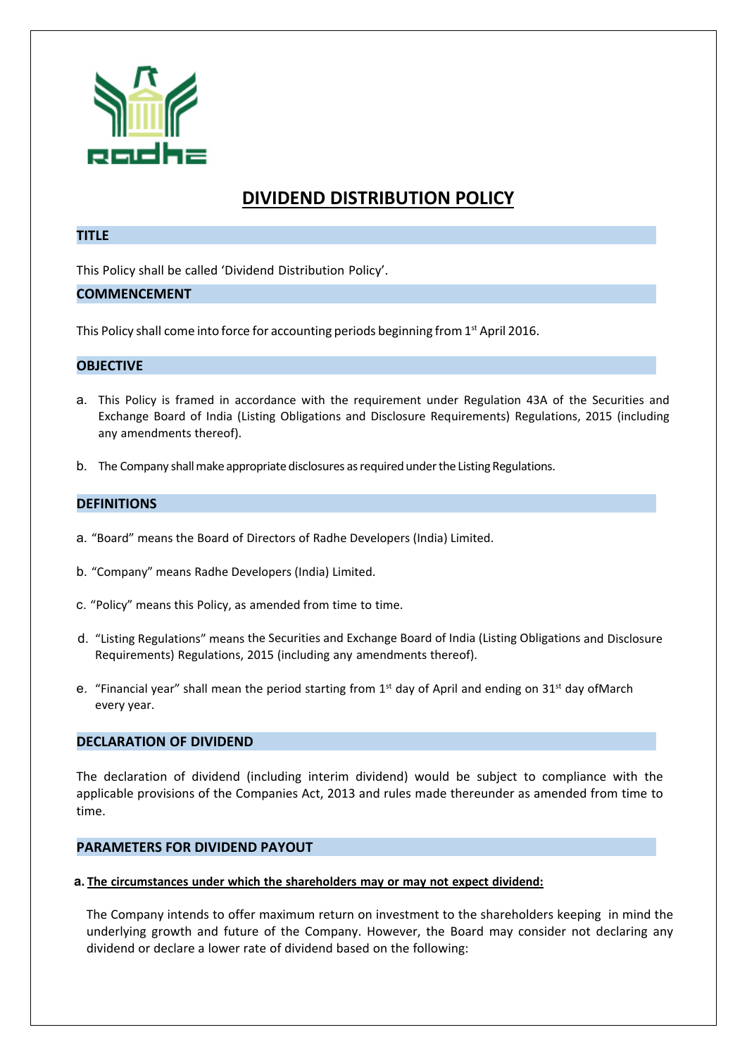# DIVIDEND DISTRIBUTION POLICY

## TITLE

This Policy shall be called 'Dividend Distribution Policy'.

## COMMENCEMENT

This Policy shall come into force for accounting periods beginning from 1st April 2016.

## OBJECTIVE

a. This Policy is framed in accordance with the requirement under Regulation 43A of the Securities and Exchange Board of India (Listing Obligations and Disclosure Requirements) Regulations, 2015 (including any amendments thereof).

b. The Company shall make appropriate disclosures as required under the Listing Regulations.

## DEFINITIONS

a. "Board" means the Board of Directors of Radhe Developers (India) Limited.

b. "Company" means Radhe Developers (India) Limited.

c. "Policy" means this Policy, as amended from time to time.

d. "Listing Regulations" means the Securities and Exchange Board of India (Listing Obligations and Disclosure Requirements) Regulations, 2015 (including any amendments thereof).

e. "Financial year" shall mean the period starting from 1st day of April and ending on 31st day ofMarch every year.

## DECLARATION OF DIVIDEND

The declaration of dividend (including interim dividend) would be subject to compliance with the applicable provisions of the Companies Act, 2013 and rules made thereunder as amended from time to time.

## PARAMETERS FOR DIVIDEND PAYOUT

a. **The circumstances under which the shareholders may or may not expect dividend:**

The Company intends to offer maximum return on investment to the shareholders keeping in mind the underlying growth and future of the Company. However, the Board may consider not declaring any dividend or declare a lower rate of dividend based on the following: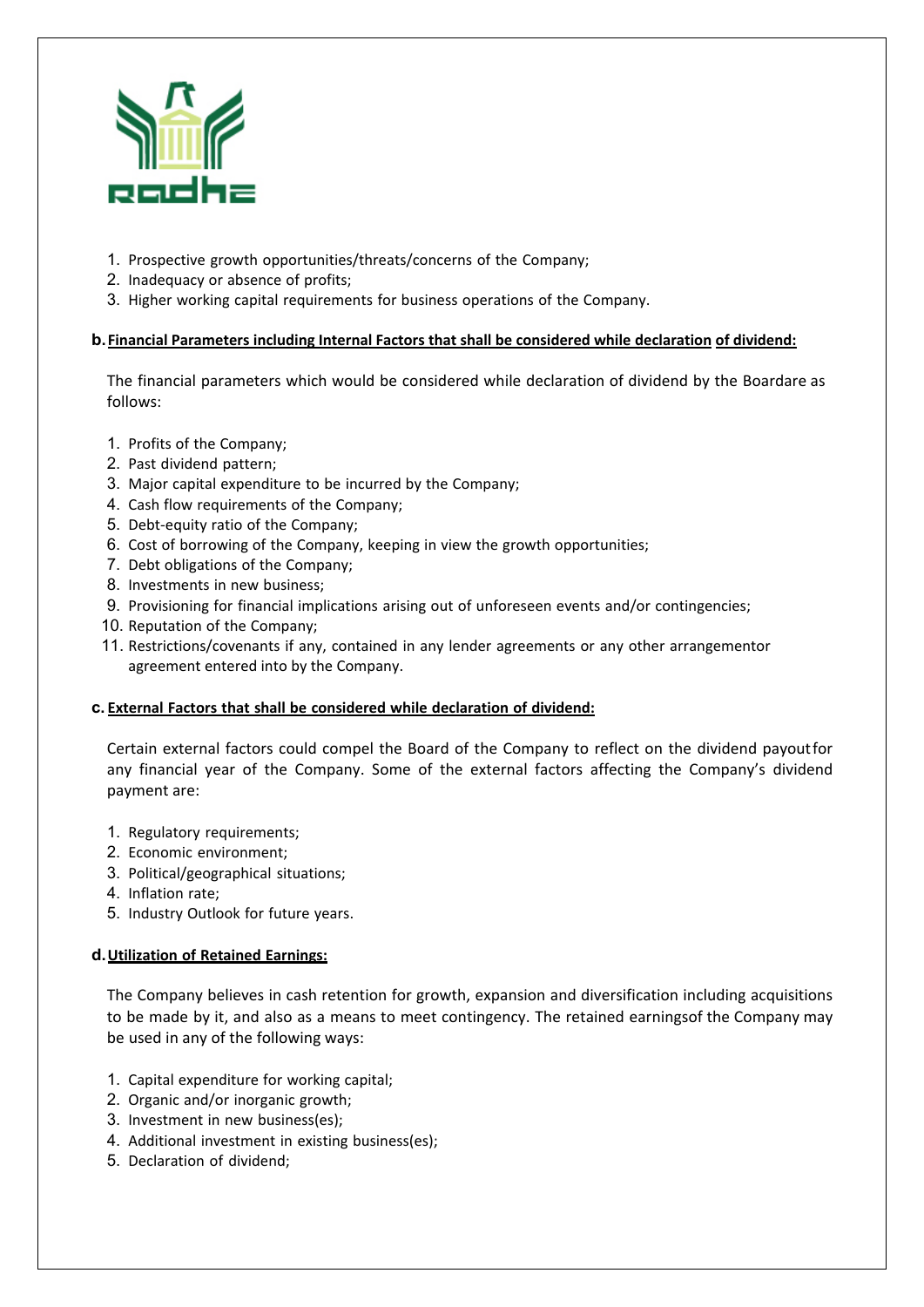1. Prospective growth opportunities/threats/concerns of the Company;
2. Inadequacy or absence of profits;
3. Higher working capital requirements for business operations of the Company.

**b. Financial Parameters including Internal Factors that shall be considered while declaration of dividend:**

The financial parameters which would be considered while declaration of dividend by the Boardare as follows:

1. Profits of the Company;
2. Past dividend pattern;
3. Major capital expenditure to be incurred by the Company;
4. Cash flow requirements of the Company;
5. Debt-equity ratio of the Company;
6. Cost of borrowing of the Company, keeping in view the growth opportunities;
7. Debt obligations of the Company;
8. Investments in new business;
9. Provisioning for financial implications arising out of unforeseen events and/or contingencies;
10. Reputation of the Company;
11. Restrictions/covenants if any, contained in any lender agreements or any other arrangementor agreement entered into by the Company.

**c. External Factors that shall be considered while declaration of dividend:**

Certain external factors could compel the Board of the Company to reflect on the dividend payoutfor any financial year of the Company. Some of the external factors affecting the Company's dividend payment are:

1. Regulatory requirements;
2. Economic environment;
3. Political/geographical situations;
4. Inflation rate;
5. Industry Outlook for future years.

**d. Utilization of Retained Earnings:**

The Company believes in cash retention for growth, expansion and diversification including acquisitions to be made by it, and also as a means to meet contingency. The retained earningsof the Company may be used in any of the following ways:

1. Capital expenditure for working capital;
2. Organic and/or inorganic growth;
3. Investment in new business(es);
4. Additional investment in existing business(es);
5. Declaration of dividend;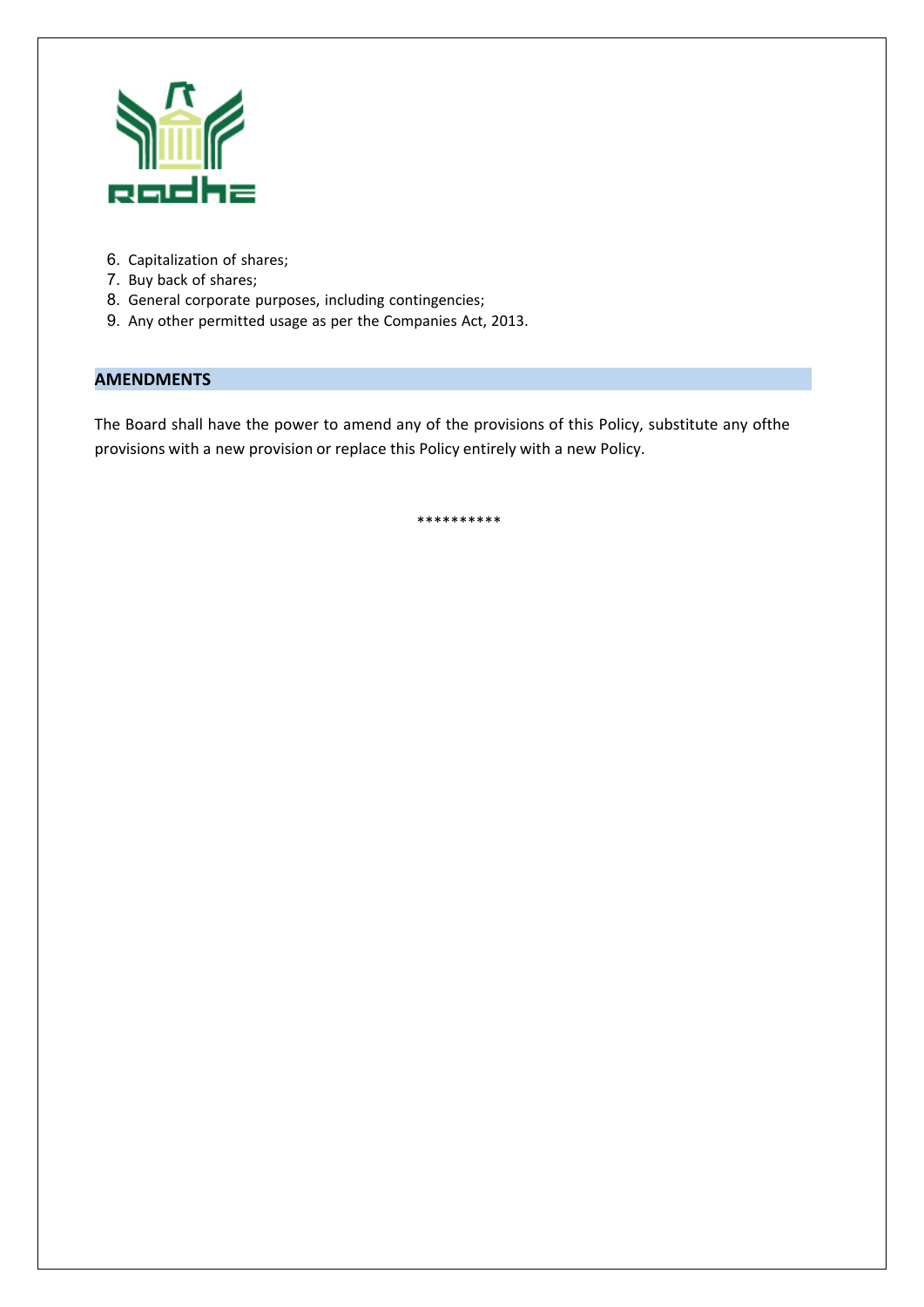6. Capitalization of shares;
7. Buy back of shares;
8. General corporate purposes, including contingencies;
9. Any other permitted usage as per the Companies Act, 2013.

## AMENDMENTS

The Board shall have the power to amend any of the provisions of this Policy, substitute any ofthe provisions with a new provision or replace this Policy entirely with a new Policy.

**********